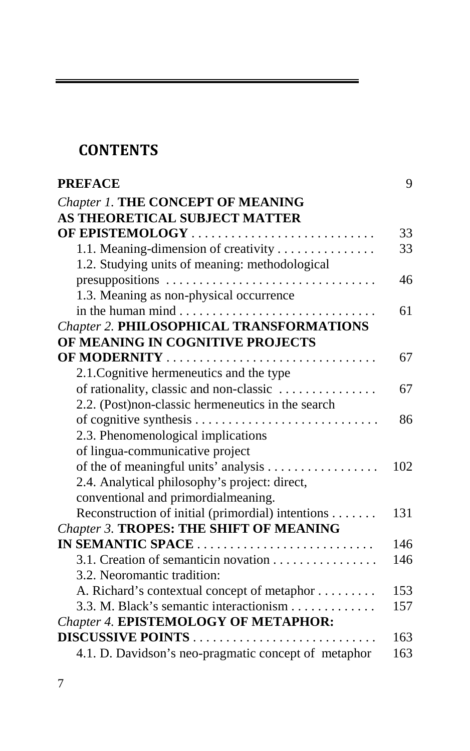## CONTENTS

| | |
|---|---|
| **PREFACE** | 9 |
| *Chapter 1.* **THE CONCEPT OF MEANING AS THEORETICAL SUBJECT MATTER OF EPISTEMOLOGY** | 33 |
| 1.1. Meaning-dimension of creativity | 33 |
| 1.2. Studying units of meaning: methodological presuppositions | 46 |
| 1.3. Meaning as non-physical occurrence in the human mind | 61 |
| *Chapter 2.* **PHILOSOPHICAL TRANSFORMATIONS OF MEANING IN COGNITIVE PROJECTS OF MODERNITY** | 67 |
| 2.1.Cognitive hermeneutics and the type of rationality, classic and non-classic | 67 |
| 2.2. (Post)non-classic hermeneutics in the search of cognitive synthesis | 86 |
| 2.3. Phenomenological implications of lingua-communicative project of the of meaningful units' analysis | 102 |
| 2.4. Analytical philosophy's project: direct, conventional and primordialmeaning. Reconstruction of initial (primordial) intentions | 131 |
| *Chapter 3.* **TROPES: THE SHIFT OF MEANING IN SEMANTIC SPACE** | 146 |
| 3.1. Creation of semanticin novation | 146 |
| 3.2. Neoromantic tradition: A. Richard's contextual concept of metaphor | 153 |
| 3.3. M. Black's semantic interactionism | 157 |
| *Chapter 4.* **EPISTEMOLOGY OF METAPHOR: DISCUSSIVE POINTS** | 163 |
| 4.1. D. Davidson's neo-pragmatic concept of metaphor | 163 |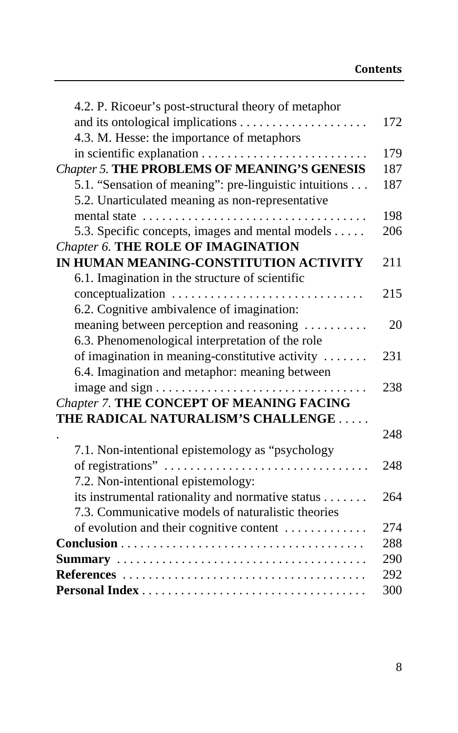4.2. P. Ricoeur's post-structural theory of metaphor and its ontological implications . . . . . . . . . . . . . . . . . . . . 172

4.3. M. Hesse: the importance of metaphors in scientific explanation . . . . . . . . . . . . . . . . . . . . . . . . . . 179

*Chapter 5.* **THE PROBLEMS OF MEANING'S GENESIS** 187

5.1. "Sensation of meaning": pre-linguistic intuitions . . . 187

5.2. Unarticulated meaning as non-representative mental state . . . . . . . . . . . . . . . . . . . . . . . . . . . . . . . . . . . 198

5.3. Specific concepts, images and mental models . . . . . 206

*Chapter 6.* **THE ROLE OF IMAGINATION IN HUMAN MEANING-CONSTITUTION ACTIVITY** 211

6.1. Imagination in the structure of scientific conceptualization . . . . . . . . . . . . . . . . . . . . . . . . . . . . . 215

6.2. Cognitive ambivalence of imagination: meaning between perception and reasoning . . . . . . . . . . 20

6.3. Phenomenological interpretation of the role of imagination in meaning-constitutive activity . . . . . . . 231

6.4. Imagination and metaphor: meaning between image and sign . . . . . . . . . . . . . . . . . . . . . . . . . . . . . . . . 238

*Chapter 7.* **THE CONCEPT OF MEANING FACING THE RADICAL NATURALISM'S CHALLENGE** . . . . . . 248

7.1. Non-intentional epistemology as "psychology of registrations" . . . . . . . . . . . . . . . . . . . . . . . . . . . . . . . 248

7.2. Non-intentional epistemology: its instrumental rationality and normative status . . . . . . . 264

7.3. Communicative models of naturalistic theories of evolution and their cognitive content . . . . . . . . . . . . . 274

**Conclusion** . . . . . . . . . . . . . . . . . . . . . . . . . . . . . . . . . . . . . . 288

**Summary** . . . . . . . . . . . . . . . . . . . . . . . . . . . . . . . . . . . . . . 290

**References** . . . . . . . . . . . . . . . . . . . . . . . . . . . . . . . . . . . . . . 292

**Personal Index** . . . . . . . . . . . . . . . . . . . . . . . . . . . . . . . . . . . 300